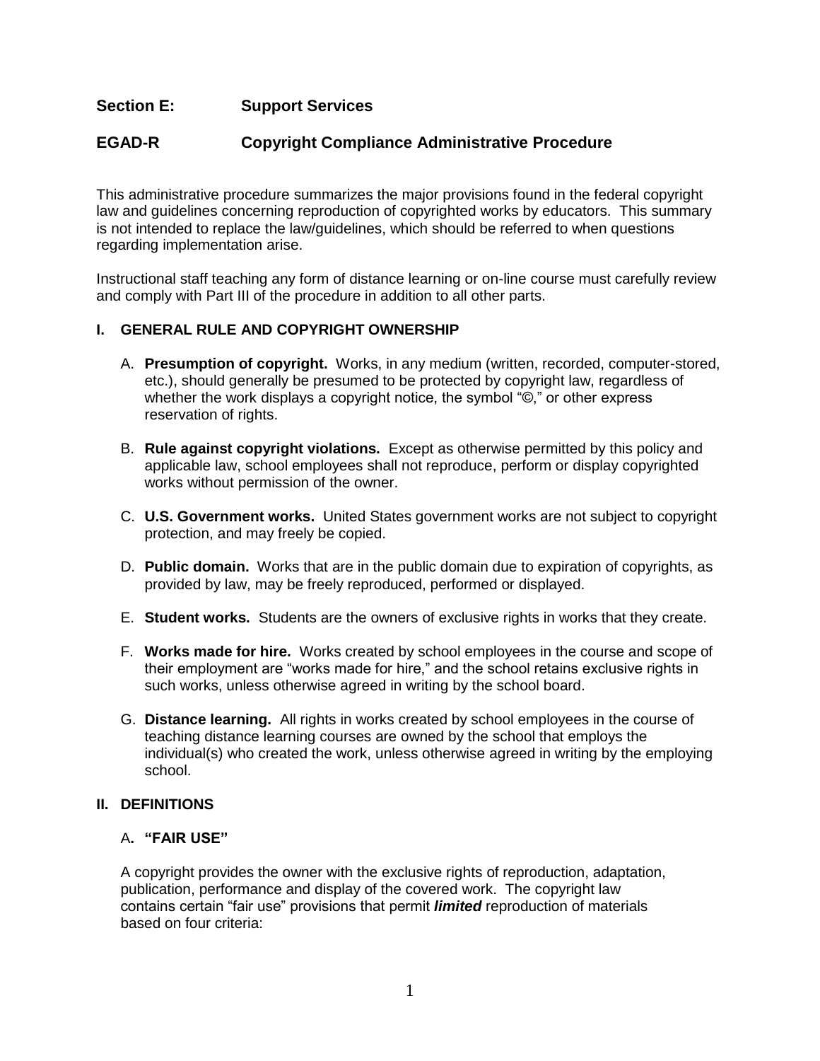## Section E: Support Services

## EGAD-R Copyright Compliance Administrative Procedure

This administrative procedure summarizes the major provisions found in the federal copyright law and guidelines concerning reproduction of copyrighted works by educators. This summary is not intended to replace the law/guidelines, which should be referred to when questions regarding implementation arise.

Instructional staff teaching any form of distance learning or on-line course must carefully review and comply with Part III of the procedure in addition to all other parts.

### I. GENERAL RULE AND COPYRIGHT OWNERSHIP

A. **Presumption of copyright.** Works, in any medium (written, recorded, computer-stored, etc.), should generally be presumed to be protected by copyright law, regardless of whether the work displays a copyright notice, the symbol "©," or other express reservation of rights.

B. **Rule against copyright violations.** Except as otherwise permitted by this policy and applicable law, school employees shall not reproduce, perform or display copyrighted works without permission of the owner.

C. **U.S. Government works.** United States government works are not subject to copyright protection, and may freely be copied.

D. **Public domain.** Works that are in the public domain due to expiration of copyrights, as provided by law, may be freely reproduced, performed or displayed.

E. **Student works.** Students are the owners of exclusive rights in works that they create.

F. **Works made for hire.** Works created by school employees in the course and scope of their employment are "works made for hire," and the school retains exclusive rights in such works, unless otherwise agreed in writing by the school board.

G. **Distance learning.** All rights in works created by school employees in the course of teaching distance learning courses are owned by the school that employs the individual(s) who created the work, unless otherwise agreed in writing by the employing school.

### II. DEFINITIONS

#### A. "FAIR USE"

A copyright provides the owner with the exclusive rights of reproduction, adaptation, publication, performance and display of the covered work. The copyright law contains certain "fair use" provisions that permit ***limited*** reproduction of materials based on four criteria: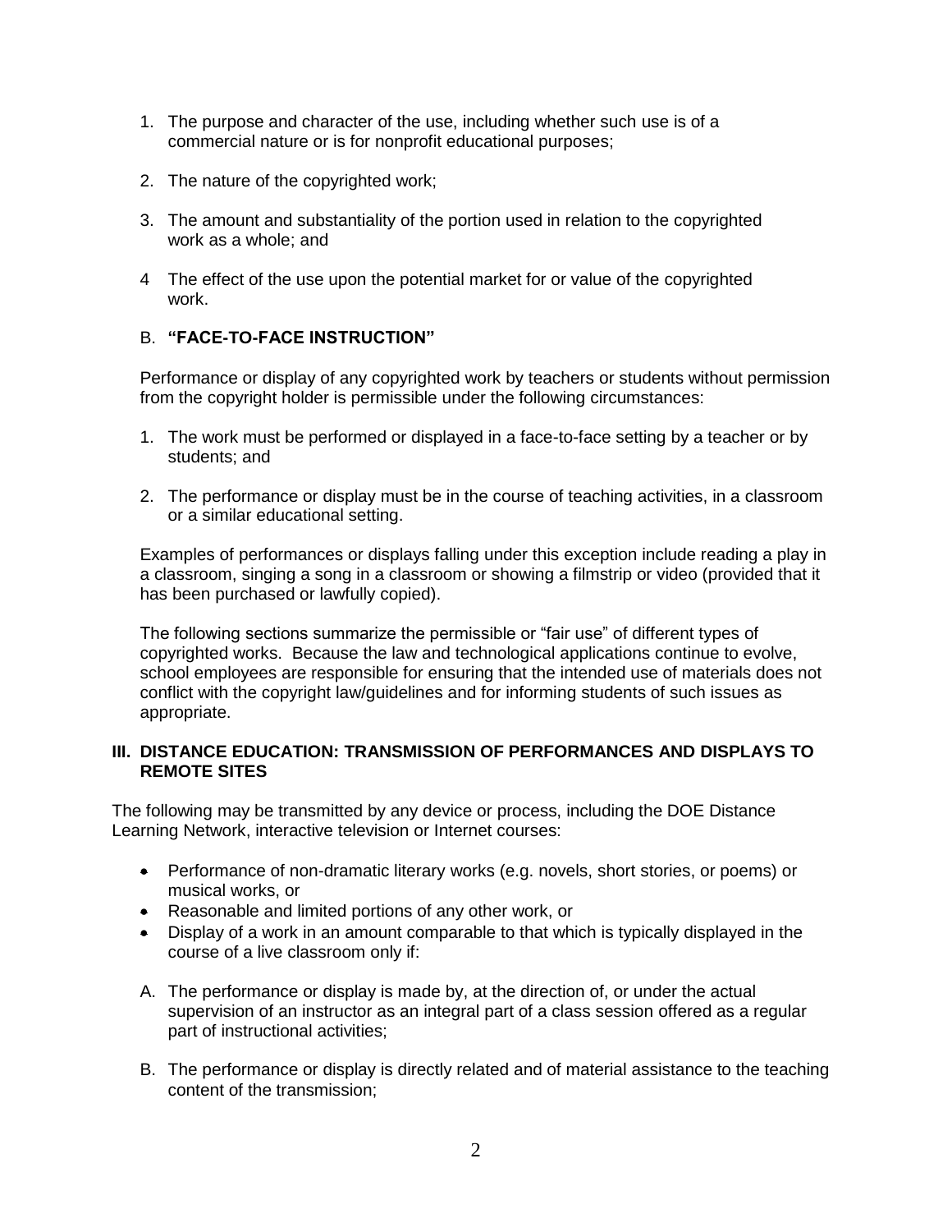1. The purpose and character of the use, including whether such use is of a commercial nature or is for nonprofit educational purposes;

2. The nature of the copyrighted work;

3. The amount and substantiality of the portion used in relation to the copyrighted work as a whole; and

4 The effect of the use upon the potential market for or value of the copyrighted work.

B. **"FACE-TO-FACE INSTRUCTION"**

Performance or display of any copyrighted work by teachers or students without permission from the copyright holder is permissible under the following circumstances:

1. The work must be performed or displayed in a face-to-face setting by a teacher or by students; and

2. The performance or display must be in the course of teaching activities, in a classroom or a similar educational setting.

Examples of performances or displays falling under this exception include reading a play in a classroom, singing a song in a classroom or showing a filmstrip or video (provided that it has been purchased or lawfully copied).

The following sections summarize the permissible or "fair use" of different types of copyrighted works. Because the law and technological applications continue to evolve, school employees are responsible for ensuring that the intended use of materials does not conflict with the copyright law/guidelines and for informing students of such issues as appropriate.

### III. DISTANCE EDUCATION: TRANSMISSION OF PERFORMANCES AND DISPLAYS TO REMOTE SITES

The following may be transmitted by any device or process, including the DOE Distance Learning Network, interactive television or Internet courses:

- Performance of non-dramatic literary works (e.g. novels, short stories, or poems) or musical works, or
- Reasonable and limited portions of any other work, or
- Display of a work in an amount comparable to that which is typically displayed in the course of a live classroom only if:

A. The performance or display is made by, at the direction of, or under the actual supervision of an instructor as an integral part of a class session offered as a regular part of instructional activities;

B. The performance or display is directly related and of material assistance to the teaching content of the transmission;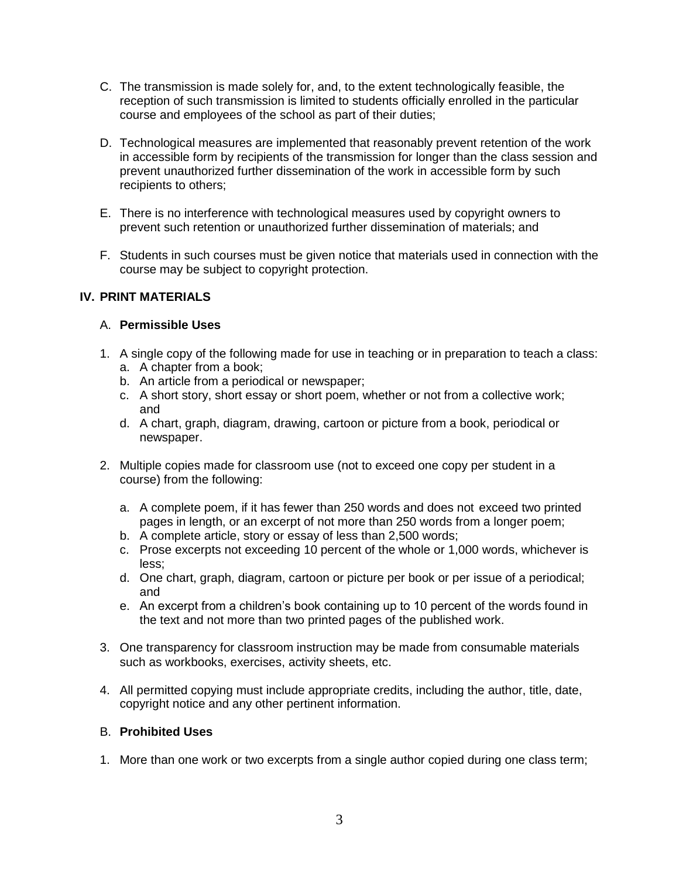C. The transmission is made solely for, and, to the extent technologically feasible, the reception of such transmission is limited to students officially enrolled in the particular course and employees of the school as part of their duties;

D. Technological measures are implemented that reasonably prevent retention of the work in accessible form by recipients of the transmission for longer than the class session and prevent unauthorized further dissemination of the work in accessible form by such recipients to others;

E. There is no interference with technological measures used by copyright owners to prevent such retention or unauthorized further dissemination of materials; and

F. Students in such courses must be given notice that materials used in connection with the course may be subject to copyright protection.

## IV. PRINT MATERIALS

### A. Permissible Uses

1. A single copy of the following made for use in teaching or in preparation to teach a class:
   a. A chapter from a book;
   b. An article from a periodical or newspaper;
   c. A short story, short essay or short poem, whether or not from a collective work; and
   d. A chart, graph, diagram, drawing, cartoon or picture from a book, periodical or newspaper.

2. Multiple copies made for classroom use (not to exceed one copy per student in a course) from the following:

   a. A complete poem, if it has fewer than 250 words and does not exceed two printed pages in length, or an excerpt of not more than 250 words from a longer poem;
   b. A complete article, story or essay of less than 2,500 words;
   c. Prose excerpts not exceeding 10 percent of the whole or 1,000 words, whichever is less;
   d. One chart, graph, diagram, cartoon or picture per book or per issue of a periodical; and
   e. An excerpt from a children's book containing up to 10 percent of the words found in the text and not more than two printed pages of the published work.

3. One transparency for classroom instruction may be made from consumable materials such as workbooks, exercises, activity sheets, etc.

4. All permitted copying must include appropriate credits, including the author, title, date, copyright notice and any other pertinent information.

### B. Prohibited Uses

1. More than one work or two excerpts from a single author copied during one class term;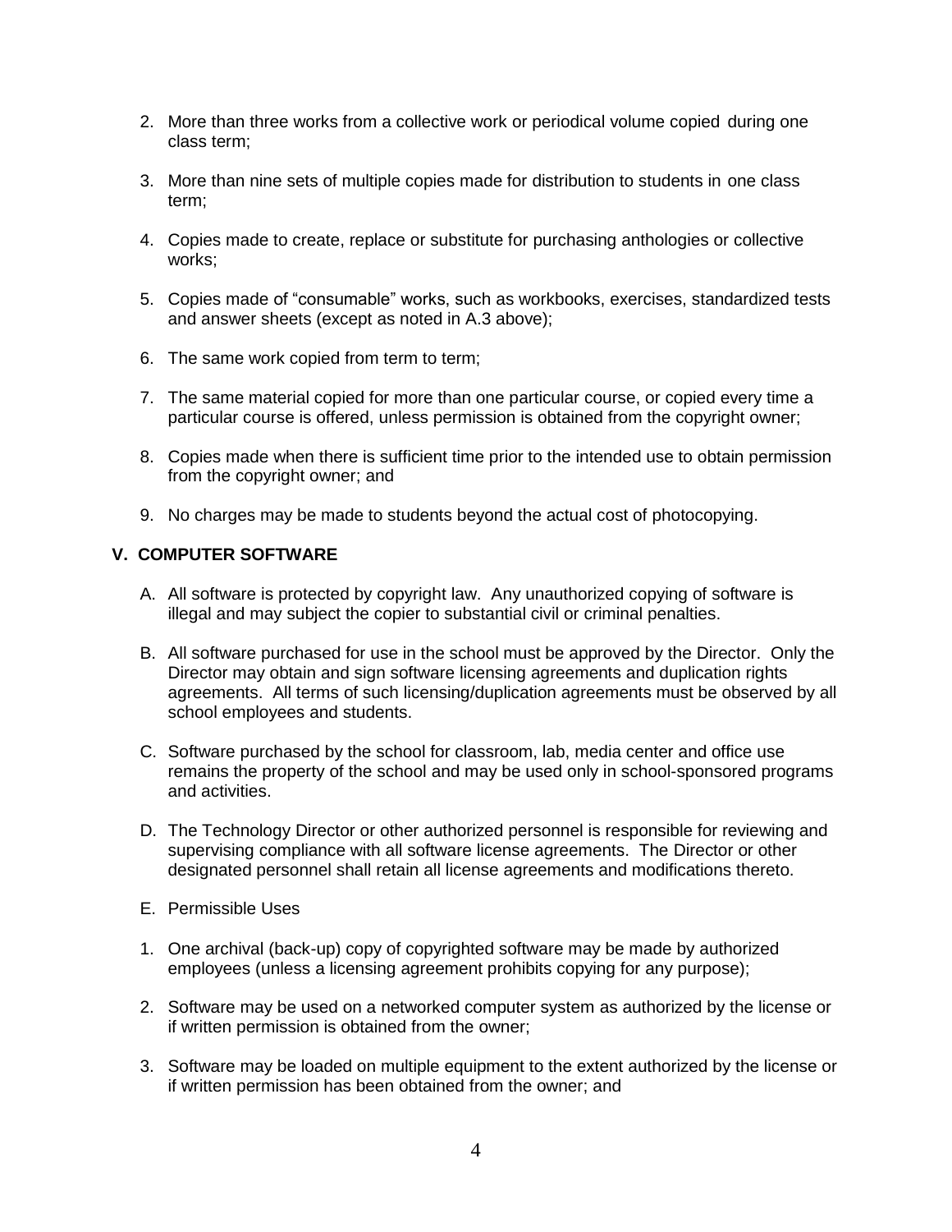2. More than three works from a collective work or periodical volume copied during one class term;

3. More than nine sets of multiple copies made for distribution to students in one class term;

4. Copies made to create, replace or substitute for purchasing anthologies or collective works;

5. Copies made of "consumable" works, such as workbooks, exercises, standardized tests and answer sheets (except as noted in A.3 above);

6. The same work copied from term to term;

7. The same material copied for more than one particular course, or copied every time a particular course is offered, unless permission is obtained from the copyright owner;

8. Copies made when there is sufficient time prior to the intended use to obtain permission from the copyright owner; and

9. No charges may be made to students beyond the actual cost of photocopying.

## V. COMPUTER SOFTWARE

A. All software is protected by copyright law. Any unauthorized copying of software is illegal and may subject the copier to substantial civil or criminal penalties.

B. All software purchased for use in the school must be approved by the Director. Only the Director may obtain and sign software licensing agreements and duplication rights agreements. All terms of such licensing/duplication agreements must be observed by all school employees and students.

C. Software purchased by the school for classroom, lab, media center and office use remains the property of the school and may be used only in school-sponsored programs and activities.

D. The Technology Director or other authorized personnel is responsible for reviewing and supervising compliance with all software license agreements. The Director or other designated personnel shall retain all license agreements and modifications thereto.

E. Permissible Uses

1. One archival (back-up) copy of copyrighted software may be made by authorized employees (unless a licensing agreement prohibits copying for any purpose);

2. Software may be used on a networked computer system as authorized by the license or if written permission is obtained from the owner;

3. Software may be loaded on multiple equipment to the extent authorized by the license or if written permission has been obtained from the owner; and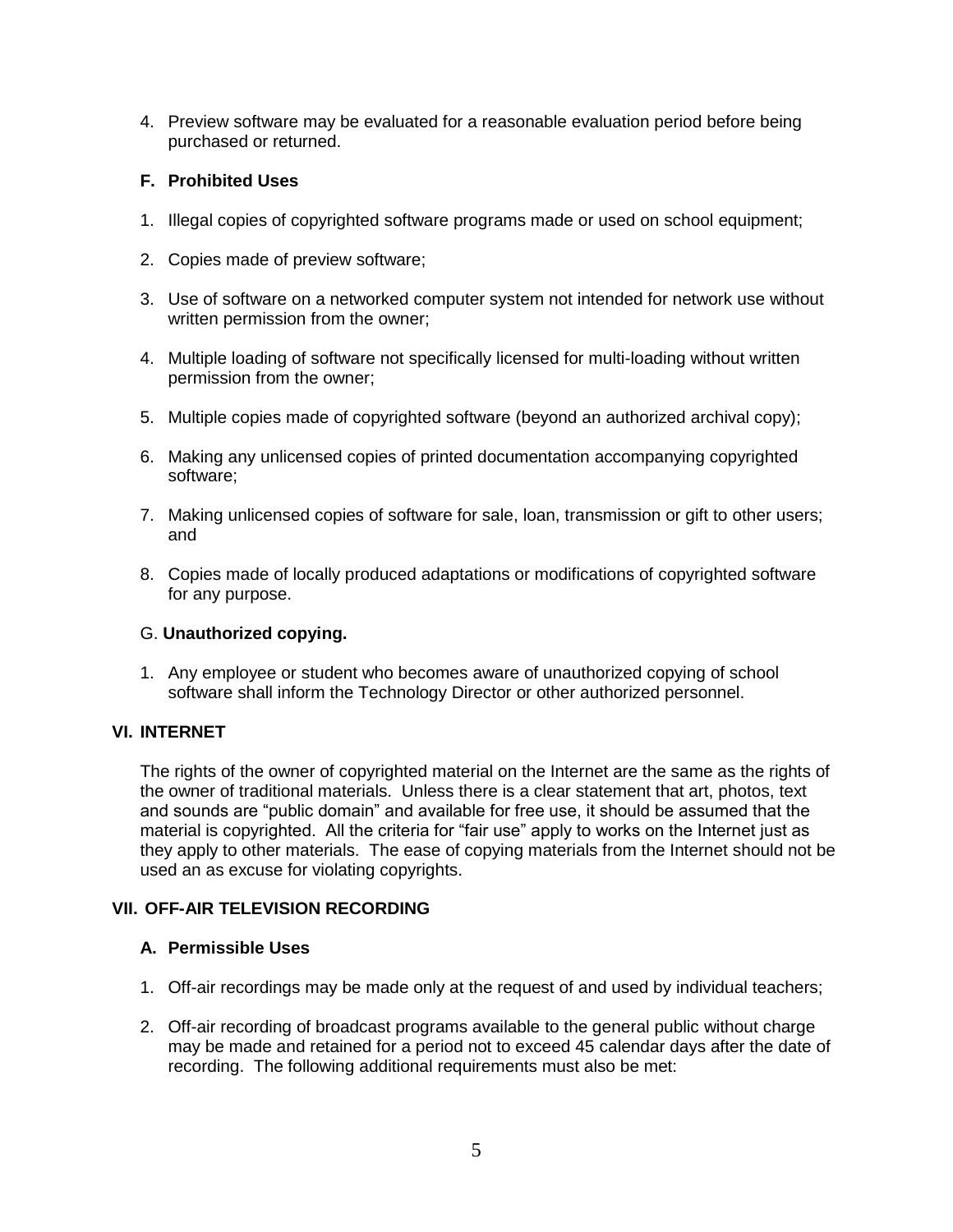4. Preview software may be evaluated for a reasonable evaluation period before being purchased or returned.

### F. Prohibited Uses

1. Illegal copies of copyrighted software programs made or used on school equipment;
2. Copies made of preview software;
3. Use of software on a networked computer system not intended for network use without written permission from the owner;
4. Multiple loading of software not specifically licensed for multi-loading without written permission from the owner;
5. Multiple copies made of copyrighted software (beyond an authorized archival copy);
6. Making any unlicensed copies of printed documentation accompanying copyrighted software;
7. Making unlicensed copies of software for sale, loan, transmission or gift to other users; and
8. Copies made of locally produced adaptations or modifications of copyrighted software for any purpose.

### G. **Unauthorized copying.**

1. Any employee or student who becomes aware of unauthorized copying of school software shall inform the Technology Director or other authorized personnel.

## VI. INTERNET

The rights of the owner of copyrighted material on the Internet are the same as the rights of the owner of traditional materials. Unless there is a clear statement that art, photos, text and sounds are "public domain" and available for free use, it should be assumed that the material is copyrighted. All the criteria for "fair use" apply to works on the Internet just as they apply to other materials. The ease of copying materials from the Internet should not be used an as excuse for violating copyrights.

## VII. OFF-AIR TELEVISION RECORDING

### A. Permissible Uses

1. Off-air recordings may be made only at the request of and used by individual teachers;
2. Off-air recording of broadcast programs available to the general public without charge may be made and retained for a period not to exceed 45 calendar days after the date of recording. The following additional requirements must also be met: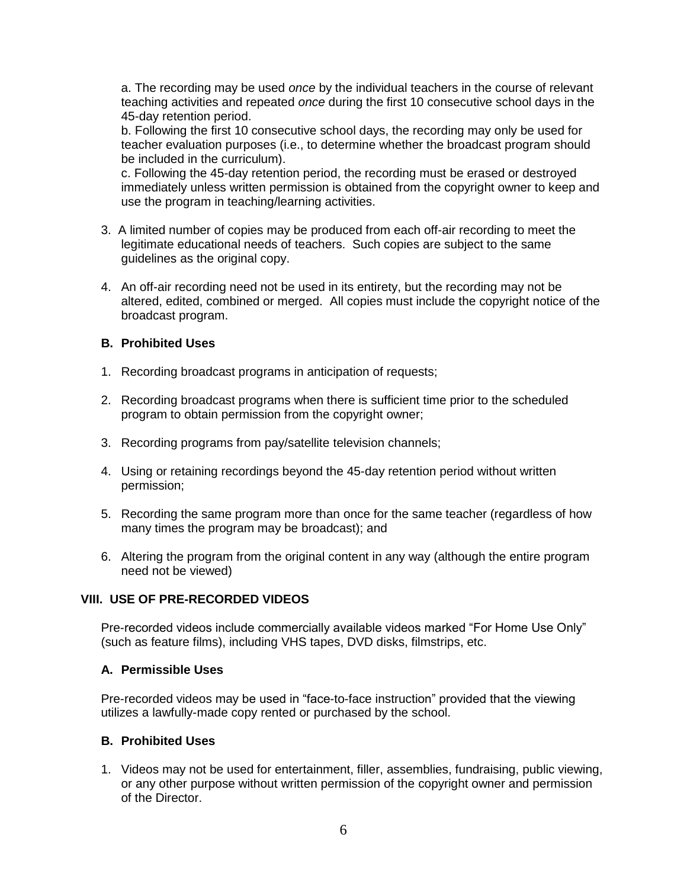a. The recording may be used *once* by the individual teachers in the course of relevant teaching activities and repeated *once* during the first 10 consecutive school days in the 45-day retention period.
b. Following the first 10 consecutive school days, the recording may only be used for teacher evaluation purposes (i.e., to determine whether the broadcast program should be included in the curriculum).
c. Following the 45-day retention period, the recording must be erased or destroyed immediately unless written permission is obtained from the copyright owner to keep and use the program in teaching/learning activities.

3. A limited number of copies may be produced from each off-air recording to meet the legitimate educational needs of teachers. Such copies are subject to the same guidelines as the original copy.

4. An off-air recording need not be used in its entirety, but the recording may not be altered, edited, combined or merged. All copies must include the copyright notice of the broadcast program.

**B. Prohibited Uses**

1. Recording broadcast programs in anticipation of requests;

2. Recording broadcast programs when there is sufficient time prior to the scheduled program to obtain permission from the copyright owner;

3. Recording programs from pay/satellite television channels;

4. Using or retaining recordings beyond the 45-day retention period without written permission;

5. Recording the same program more than once for the same teacher (regardless of how many times the program may be broadcast); and

6. Altering the program from the original content in any way (although the entire program need not be viewed)

## VIII. USE OF PRE-RECORDED VIDEOS

Pre-recorded videos include commercially available videos marked "For Home Use Only" (such as feature films), including VHS tapes, DVD disks, filmstrips, etc.

**A. Permissible Uses**

Pre-recorded videos may be used in "face-to-face instruction" provided that the viewing utilizes a lawfully-made copy rented or purchased by the school.

**B. Prohibited Uses**

1. Videos may not be used for entertainment, filler, assemblies, fundraising, public viewing, or any other purpose without written permission of the copyright owner and permission of the Director.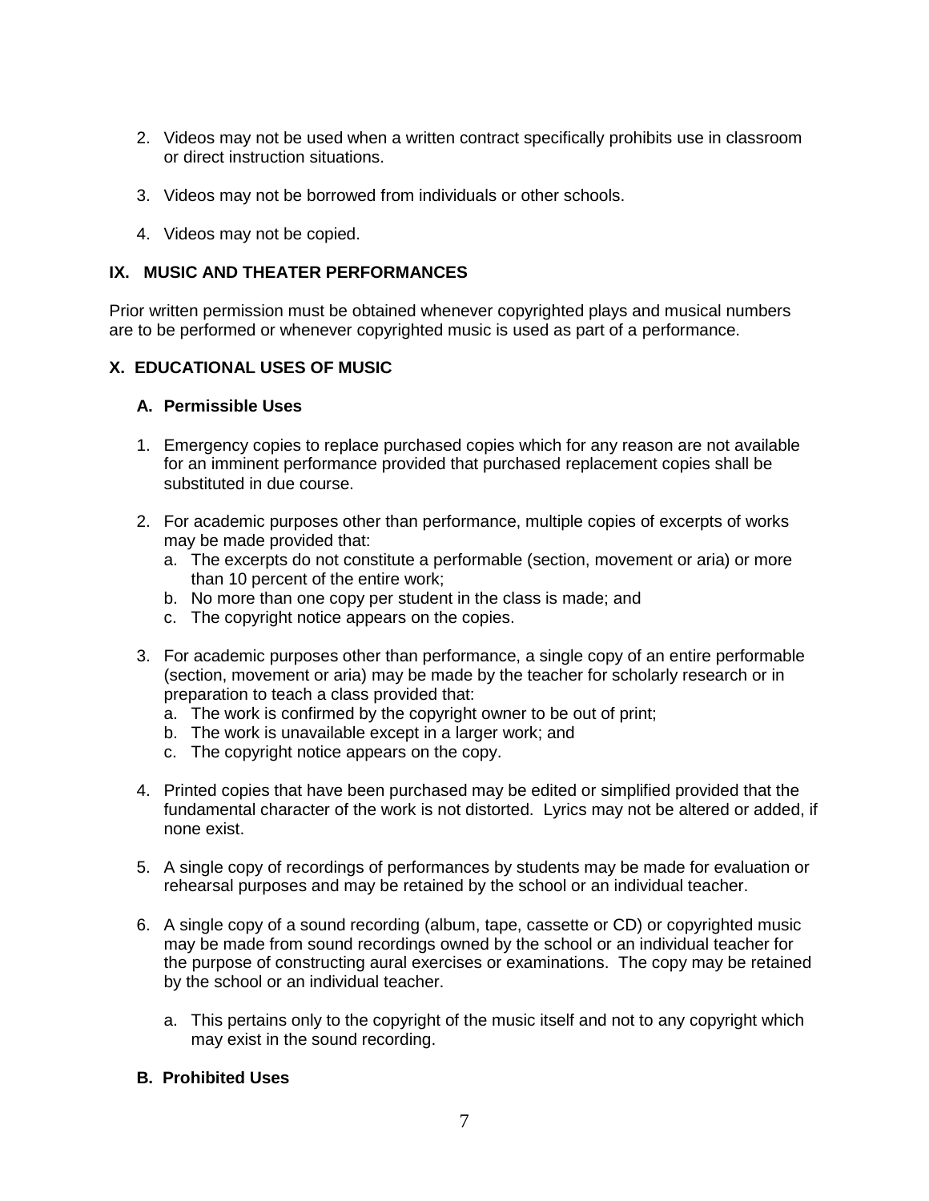2. Videos may not be used when a written contract specifically prohibits use in classroom or direct instruction situations.

3. Videos may not be borrowed from individuals or other schools.

4. Videos may not be copied.

## IX. MUSIC AND THEATER PERFORMANCES

Prior written permission must be obtained whenever copyrighted plays and musical numbers are to be performed or whenever copyrighted music is used as part of a performance.

## X. EDUCATIONAL USES OF MUSIC

### A. Permissible Uses

1. Emergency copies to replace purchased copies which for any reason are not available for an imminent performance provided that purchased replacement copies shall be substituted in due course.

2. For academic purposes other than performance, multiple copies of excerpts of works may be made provided that:
   a. The excerpts do not constitute a performable (section, movement or aria) or more than 10 percent of the entire work;
   b. No more than one copy per student in the class is made; and
   c. The copyright notice appears on the copies.

3. For academic purposes other than performance, a single copy of an entire performable (section, movement or aria) may be made by the teacher for scholarly research or in preparation to teach a class provided that:
   a. The work is confirmed by the copyright owner to be out of print;
   b. The work is unavailable except in a larger work; and
   c. The copyright notice appears on the copy.

4. Printed copies that have been purchased may be edited or simplified provided that the fundamental character of the work is not distorted. Lyrics may not be altered or added, if none exist.

5. A single copy of recordings of performances by students may be made for evaluation or rehearsal purposes and may be retained by the school or an individual teacher.

6. A single copy of a sound recording (album, tape, cassette or CD) or copyrighted music may be made from sound recordings owned by the school or an individual teacher for the purpose of constructing aural exercises or examinations. The copy may be retained by the school or an individual teacher.

   a. This pertains only to the copyright of the music itself and not to any copyright which may exist in the sound recording.

### B. Prohibited Uses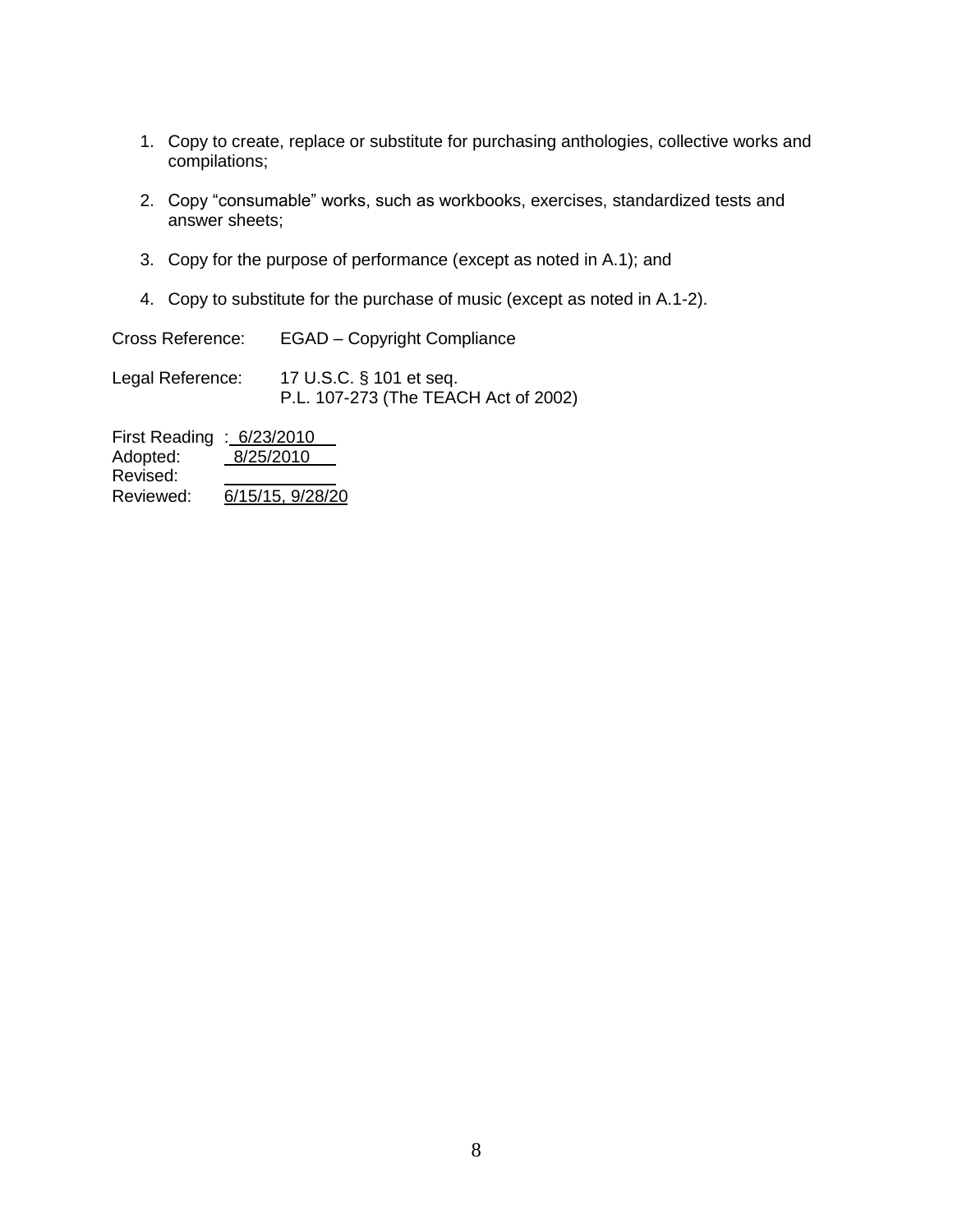1. Copy to create, replace or substitute for purchasing anthologies, collective works and compilations;

2. Copy "consumable" works, such as workbooks, exercises, standardized tests and answer sheets;

3. Copy for the purpose of performance (except as noted in A.1); and

4. Copy to substitute for the purchase of music (except as noted in A.1-2).

Cross Reference: EGAD – Copyright Compliance

Legal Reference: 17 U.S.C. § 101 et seq.
P.L. 107-273 (The TEACH Act of 2002)

First Reading : 6/23/2010
Adopted: 8/25/2010
Revised:
Reviewed: 6/15/15, 9/28/20